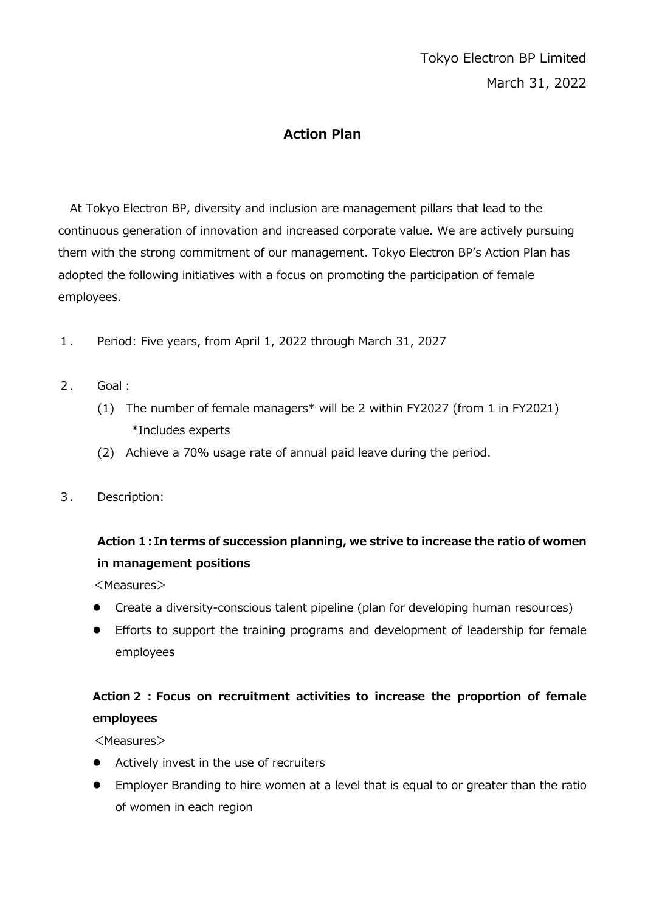Tokyo Electron BP Limited

March 31, 2022

# Action Plan

At Tokyo Electron BP, diversity and inclusion are management pillars that lead to the continuous generation of innovation and increased corporate value. We are actively pursuing them with the strong commitment of our management. Tokyo Electron BP's Action Plan has adopted the following initiatives with a focus on promoting the participation of female employees.

1. Period: Five years, from April 1, 2022 through March 31, 2027

2. Goal :
   (1) The number of female managers* will be 2 within FY2027 (from 1 in FY2021)
       *Includes experts
   (2) Achieve a 70% usage rate of annual paid leave during the period.

3. Description:

**Action 1 : In terms of succession planning, we strive to increase the ratio of women in management positions**

＜Measures＞

- Create a diversity-conscious talent pipeline (plan for developing human resources)
- Efforts to support the training programs and development of leadership for female employees

**Action 2 : Focus on recruitment activities to increase the proportion of female employees**

＜Measures＞

- Actively invest in the use of recruiters
- Employer Branding to hire women at a level that is equal to or greater than the ratio of women in each region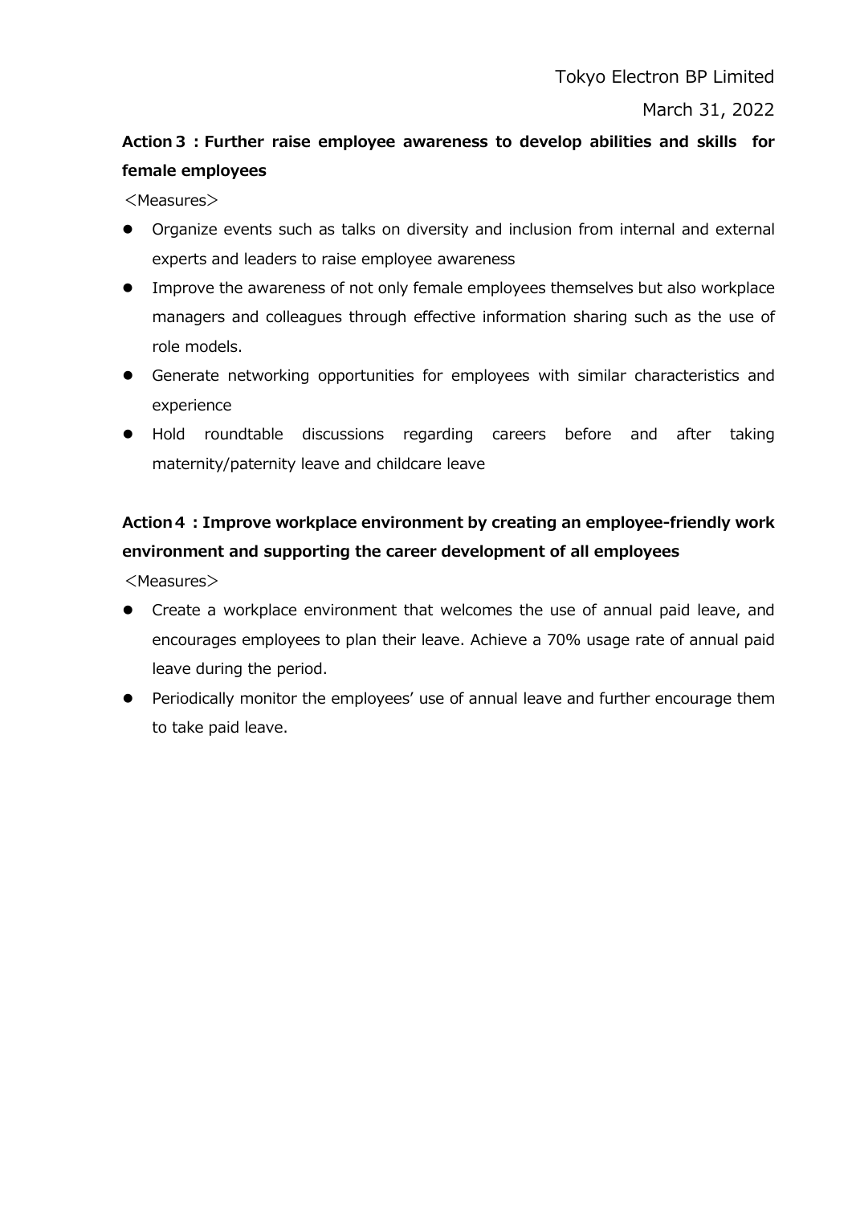Tokyo Electron BP Limited

March 31, 2022

**Action 3 : Further raise employee awareness to develop abilities and skills for female employees**

<Measures>

- Organize events such as talks on diversity and inclusion from internal and external experts and leaders to raise employee awareness
- Improve the awareness of not only female employees themselves but also workplace managers and colleagues through effective information sharing such as the use of role models.
- Generate networking opportunities for employees with similar characteristics and experience
- Hold roundtable discussions regarding careers before and after taking maternity/paternity leave and childcare leave

**Action 4 : Improve workplace environment by creating an employee-friendly work environment and supporting the career development of all employees**

<Measures>

- Create a workplace environment that welcomes the use of annual paid leave, and encourages employees to plan their leave. Achieve a 70% usage rate of annual paid leave during the period.
- Periodically monitor the employees' use of annual leave and further encourage them to take paid leave.